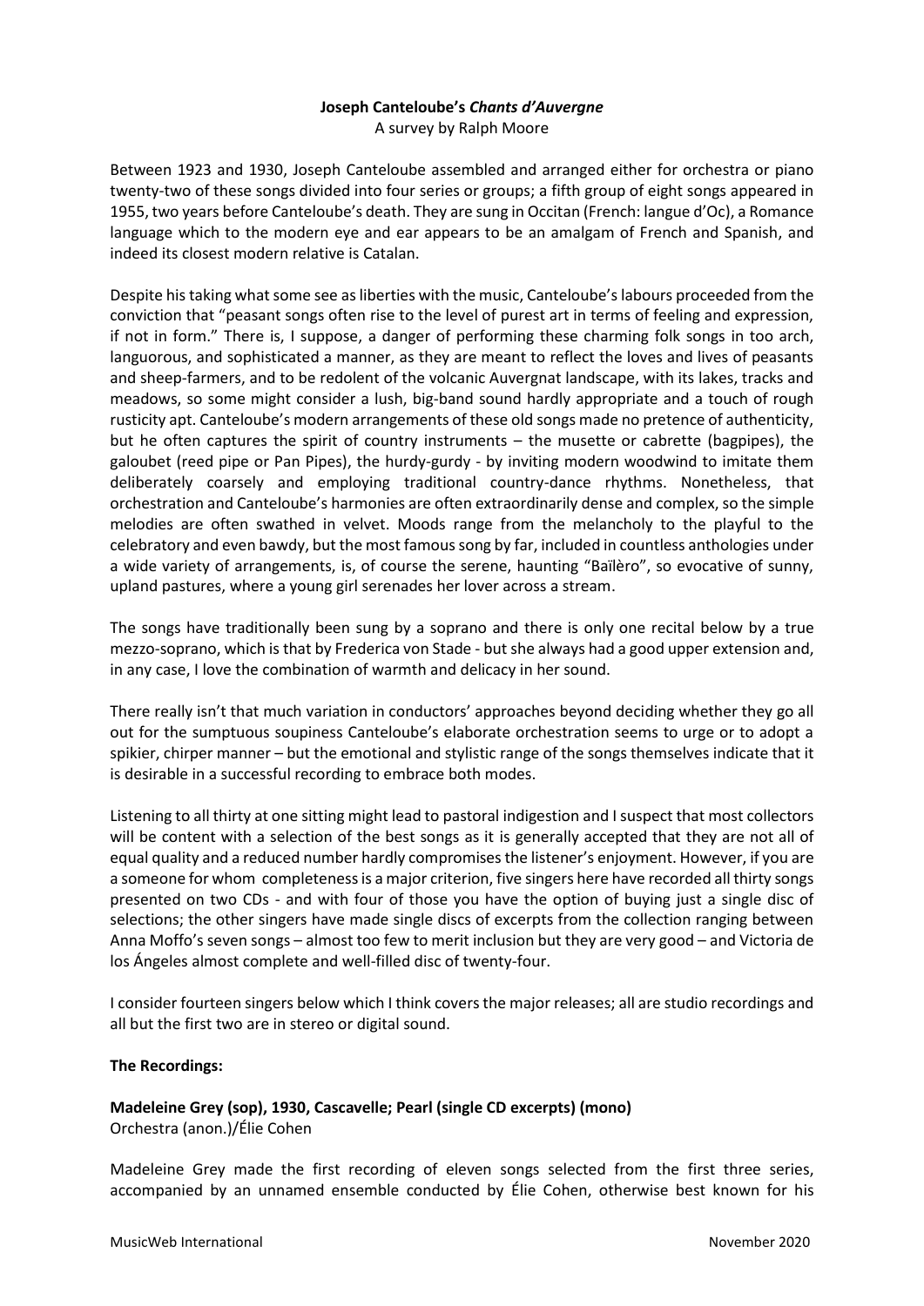**Joseph Canteloube's *Chants d'Auvergne***

A survey by Ralph Moore

Between 1923 and 1930, Joseph Canteloube assembled and arranged either for orchestra or piano twenty-two of these songs divided into four series or groups; a fifth group of eight songs appeared in 1955, two years before Canteloube's death. They are sung in Occitan (French: langue d'Oc), a Romance language which to the modern eye and ear appears to be an amalgam of French and Spanish, and indeed its closest modern relative is Catalan.

Despite his taking what some see as liberties with the music, Canteloube's labours proceeded from the conviction that "peasant songs often rise to the level of purest art in terms of feeling and expression, if not in form." There is, I suppose, a danger of performing these charming folk songs in too arch, languorous, and sophisticated a manner, as they are meant to reflect the loves and lives of peasants and sheep-farmers, and to be redolent of the volcanic Auvergnat landscape, with its lakes, tracks and meadows, so some might consider a lush, big-band sound hardly appropriate and a touch of rough rusticity apt. Canteloube's modern arrangements of these old songs made no pretence of authenticity, but he often captures the spirit of country instruments – the musette or cabrette (bagpipes), the galoubet (reed pipe or Pan Pipes), the hurdy-gurdy - by inviting modern woodwind to imitate them deliberately coarsely and employing traditional country-dance rhythms. Nonetheless, that orchestration and Canteloube's harmonies are often extraordinarily dense and complex, so the simple melodies are often swathed in velvet. Moods range from the melancholy to the playful to the celebratory and even bawdy, but the most famous song by far, included in countless anthologies under a wide variety of arrangements, is, of course the serene, haunting "Baïlèro", so evocative of sunny, upland pastures, where a young girl serenades her lover across a stream.

The songs have traditionally been sung by a soprano and there is only one recital below by a true mezzo-soprano, which is that by Frederica von Stade - but she always had a good upper extension and, in any case, I love the combination of warmth and delicacy in her sound.

There really isn't that much variation in conductors' approaches beyond deciding whether they go all out for the sumptuous soupiness Canteloube's elaborate orchestration seems to urge or to adopt a spikier, chirper manner – but the emotional and stylistic range of the songs themselves indicate that it is desirable in a successful recording to embrace both modes.

Listening to all thirty at one sitting might lead to pastoral indigestion and I suspect that most collectors will be content with a selection of the best songs as it is generally accepted that they are not all of equal quality and a reduced number hardly compromises the listener's enjoyment. However, if you are a someone for whom completeness is a major criterion, five singers here have recorded all thirty songs presented on two CDs - and with four of those you have the option of buying just a single disc of selections; the other singers have made single discs of excerpts from the collection ranging between Anna Moffo's seven songs – almost too few to merit inclusion but they are very good – and Victoria de los Ángeles almost complete and well-filled disc of twenty-four.

I consider fourteen singers below which I think covers the major releases; all are studio recordings and all but the first two are in stereo or digital sound.

**The Recordings:**

**Madeleine Grey (sop), 1930, Cascavelle; Pearl (single CD excerpts) (mono)**
Orchestra (anon.)/Élie Cohen

Madeleine Grey made the first recording of eleven songs selected from the first three series, accompanied by an unnamed ensemble conducted by Élie Cohen, otherwise best known for his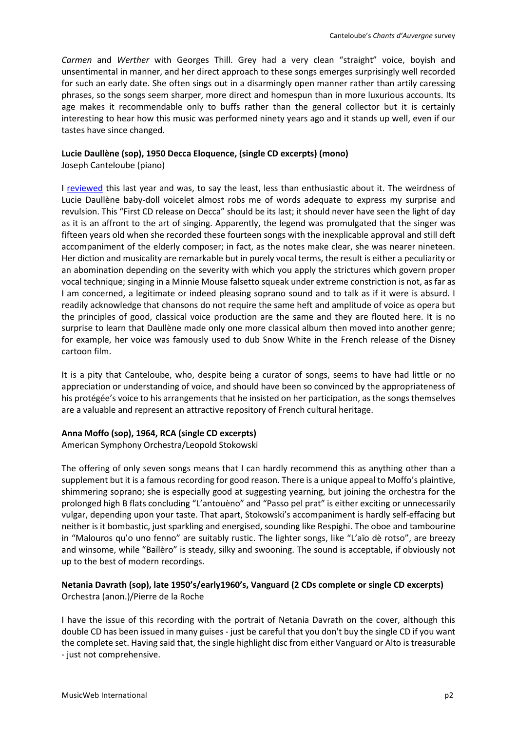*Carmen* and *Werther* with Georges Thill. Grey had a very clean "straight" voice, boyish and unsentimental in manner, and her direct approach to these songs emerges surprisingly well recorded for such an early date. She often sings out in a disarmingly open manner rather than artily caressing phrases, so the songs seem sharper, more direct and homespun than in more luxurious accounts. Its age makes it recommendable only to buffs rather than the general collector but it is certainly interesting to hear how this music was performed ninety years ago and it stands up well, even if our tastes have since changed.

**Lucie Daullène (sop), 1950 Decca Eloquence, (single CD excerpts) (mono)**
Joseph Canteloube (piano)

I reviewed this last year and was, to say the least, less than enthusiastic about it. The weirdness of Lucie Daullène baby-doll voicelet almost robs me of words adequate to express my surprise and revulsion. This "First CD release on Decca" should be its last; it should never have seen the light of day as it is an affront to the art of singing. Apparently, the legend was promulgated that the singer was fifteen years old when she recorded these fourteen songs with the inexplicable approval and still deft accompaniment of the elderly composer; in fact, as the notes make clear, she was nearer nineteen. Her diction and musicality are remarkable but in purely vocal terms, the result is either a peculiarity or an abomination depending on the severity with which you apply the strictures which govern proper vocal technique; singing in a Minnie Mouse falsetto squeak under extreme constriction is not, as far as I am concerned, a legitimate or indeed pleasing soprano sound and to talk as if it were is absurd. I readily acknowledge that chansons do not require the same heft and amplitude of voice as opera but the principles of good, classical voice production are the same and they are flouted here. It is no surprise to learn that Daullène made only one more classical album then moved into another genre; for example, her voice was famously used to dub Snow White in the French release of the Disney cartoon film.

It is a pity that Canteloube, who, despite being a curator of songs, seems to have had little or no appreciation or understanding of voice, and should have been so convinced by the appropriateness of his protégée's voice to his arrangements that he insisted on her participation, as the songs themselves are a valuable and represent an attractive repository of French cultural heritage.

**Anna Moffo (sop), 1964, RCA (single CD excerpts)**
American Symphony Orchestra/Leopold Stokowski

The offering of only seven songs means that I can hardly recommend this as anything other than a supplement but it is a famous recording for good reason. There is a unique appeal to Moffo's plaintive, shimmering soprano; she is especially good at suggesting yearning, but joining the orchestra for the prolonged high B flats concluding "L'antouèno" and "Passo pel prat" is either exciting or unnecessarily vulgar, depending upon your taste. That apart, Stokowski's accompaniment is hardly self-effacing but neither is it bombastic, just sparkling and energised, sounding like Respighi. The oboe and tambourine in "Malouros qu'o uno fenno" are suitably rustic. The lighter songs, like "L'aïo dè rotso", are breezy and winsome, while "Baïlèro" is steady, silky and swooning. The sound is acceptable, if obviously not up to the best of modern recordings.

**Netania Davrath (sop), late 1950's/early1960's, Vanguard (2 CDs complete or single CD excerpts)**
Orchestra (anon.)/Pierre de la Roche

I have the issue of this recording with the portrait of Netania Davrath on the cover, although this double CD has been issued in many guises - just be careful that you don't buy the single CD if you want the complete set. Having said that, the single highlight disc from either Vanguard or Alto is treasurable - just not comprehensive.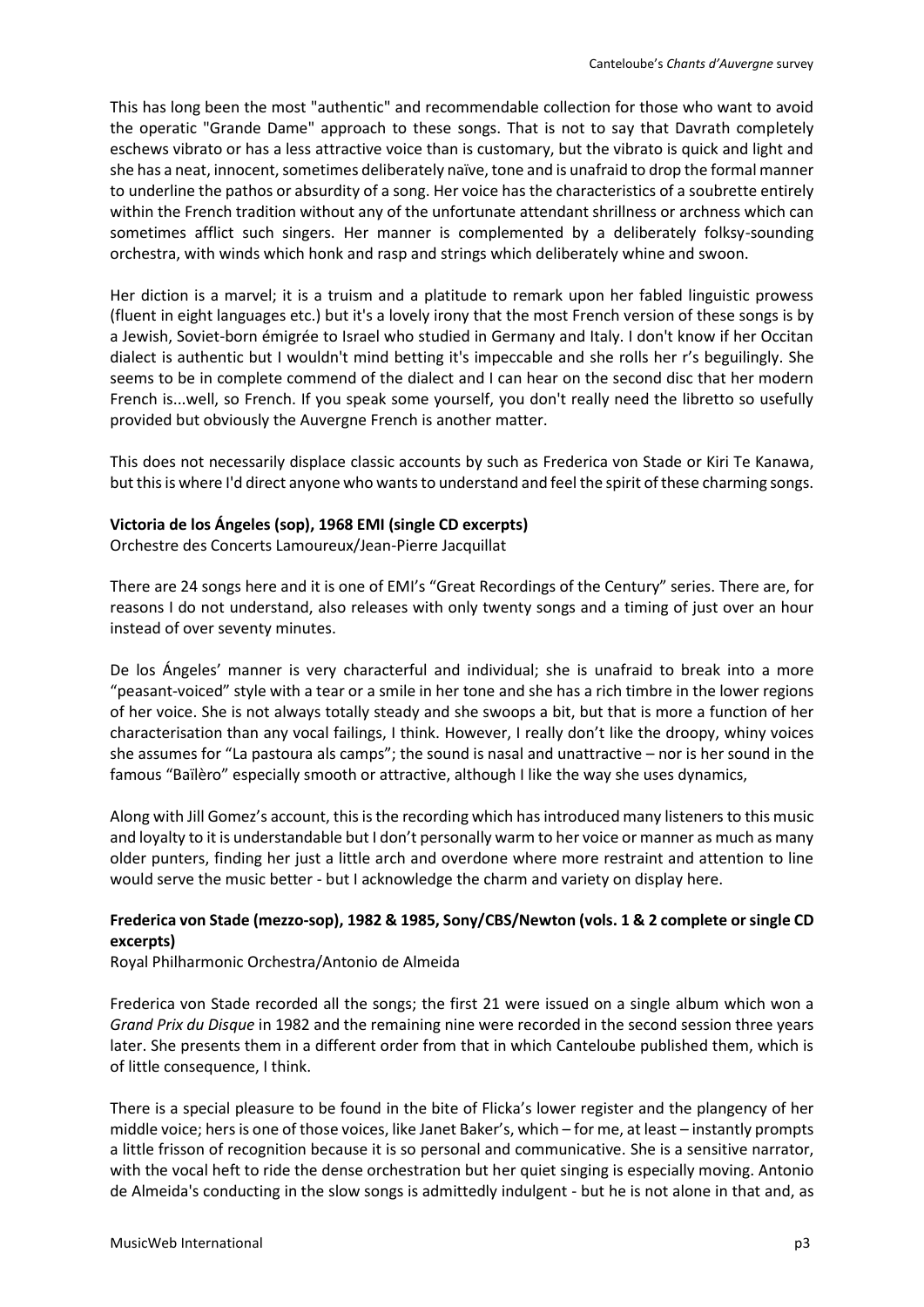This has long been the most "authentic" and recommendable collection for those who want to avoid the operatic "Grande Dame" approach to these songs. That is not to say that Davrath completely eschews vibrato or has a less attractive voice than is customary, but the vibrato is quick and light and she has a neat, innocent, sometimes deliberately naïve, tone and is unafraid to drop the formal manner to underline the pathos or absurdity of a song. Her voice has the characteristics of a soubrette entirely within the French tradition without any of the unfortunate attendant shrillness or archness which can sometimes afflict such singers. Her manner is complemented by a deliberately folksy-sounding orchestra, with winds which honk and rasp and strings which deliberately whine and swoon.

Her diction is a marvel; it is a truism and a platitude to remark upon her fabled linguistic prowess (fluent in eight languages etc.) but it's a lovely irony that the most French version of these songs is by a Jewish, Soviet-born émigrée to Israel who studied in Germany and Italy. I don't know if her Occitan dialect is authentic but I wouldn't mind betting it's impeccable and she rolls her r's beguilingly. She seems to be in complete commend of the dialect and I can hear on the second disc that her modern French is...well, so French. If you speak some yourself, you don't really need the libretto so usefully provided but obviously the Auvergne French is another matter.

This does not necessarily displace classic accounts by such as Frederica von Stade or Kiri Te Kanawa, but this is where I'd direct anyone who wants to understand and feel the spirit of these charming songs.

**Victoria de los Ángeles (sop), 1968 EMI (single CD excerpts)**
Orchestre des Concerts Lamoureux/Jean-Pierre Jacquillat

There are 24 songs here and it is one of EMI's "Great Recordings of the Century" series. There are, for reasons I do not understand, also releases with only twenty songs and a timing of just over an hour instead of over seventy minutes.

De los Ángeles' manner is very characterful and individual; she is unafraid to break into a more "peasant-voiced" style with a tear or a smile in her tone and she has a rich timbre in the lower regions of her voice. She is not always totally steady and she swoops a bit, but that is more a function of her characterisation than any vocal failings, I think. However, I really don't like the droopy, whiny voices she assumes for "La pastoura als camps"; the sound is nasal and unattractive – nor is her sound in the famous "Baïlèro" especially smooth or attractive, although I like the way she uses dynamics,

Along with Jill Gomez's account, this is the recording which has introduced many listeners to this music and loyalty to it is understandable but I don't personally warm to her voice or manner as much as many older punters, finding her just a little arch and overdone where more restraint and attention to line would serve the music better - but I acknowledge the charm and variety on display here.

**Frederica von Stade (mezzo-sop), 1982 & 1985, Sony/CBS/Newton (vols. 1 & 2 complete or single CD excerpts)**
Royal Philharmonic Orchestra/Antonio de Almeida

Frederica von Stade recorded all the songs; the first 21 were issued on a single album which won a *Grand Prix du Disque* in 1982 and the remaining nine were recorded in the second session three years later. She presents them in a different order from that in which Canteloube published them, which is of little consequence, I think.

There is a special pleasure to be found in the bite of Flicka's lower register and the plangency of her middle voice; hers is one of those voices, like Janet Baker's, which – for me, at least – instantly prompts a little frisson of recognition because it is so personal and communicative. She is a sensitive narrator, with the vocal heft to ride the dense orchestration but her quiet singing is especially moving. Antonio de Almeida's conducting in the slow songs is admittedly indulgent - but he is not alone in that and, as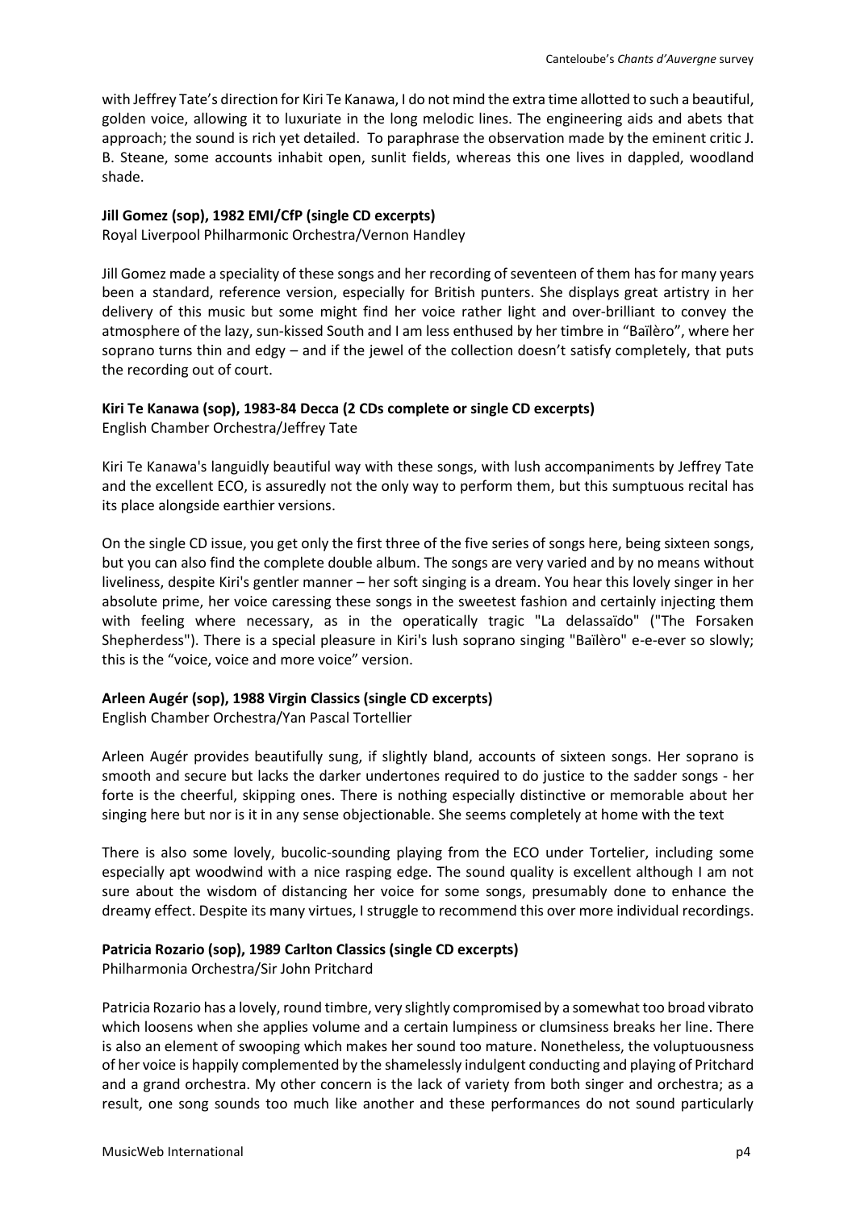with Jeffrey Tate's direction for Kiri Te Kanawa, I do not mind the extra time allotted to such a beautiful, golden voice, allowing it to luxuriate in the long melodic lines. The engineering aids and abets that approach; the sound is rich yet detailed. To paraphrase the observation made by the eminent critic J. B. Steane, some accounts inhabit open, sunlit fields, whereas this one lives in dappled, woodland shade.

**Jill Gomez (sop), 1982 EMI/CfP (single CD excerpts)**
Royal Liverpool Philharmonic Orchestra/Vernon Handley

Jill Gomez made a speciality of these songs and her recording of seventeen of them has for many years been a standard, reference version, especially for British punters. She displays great artistry in her delivery of this music but some might find her voice rather light and over-brilliant to convey the atmosphere of the lazy, sun-kissed South and I am less enthused by her timbre in "Baïlèro", where her soprano turns thin and edgy – and if the jewel of the collection doesn't satisfy completely, that puts the recording out of court.

**Kiri Te Kanawa (sop), 1983-84 Decca (2 CDs complete or single CD excerpts)**
English Chamber Orchestra/Jeffrey Tate

Kiri Te Kanawa's languidly beautiful way with these songs, with lush accompaniments by Jeffrey Tate and the excellent ECO, is assuredly not the only way to perform them, but this sumptuous recital has its place alongside earthier versions.

On the single CD issue, you get only the first three of the five series of songs here, being sixteen songs, but you can also find the complete double album. The songs are very varied and by no means without liveliness, despite Kiri's gentler manner – her soft singing is a dream. You hear this lovely singer in her absolute prime, her voice caressing these songs in the sweetest fashion and certainly injecting them with feeling where necessary, as in the operatically tragic "La delassaïdo" ("The Forsaken Shepherdess"). There is a special pleasure in Kiri's lush soprano singing "Baïlèro" e-e-ever so slowly; this is the "voice, voice and more voice" version.

**Arleen Augér (sop), 1988 Virgin Classics (single CD excerpts)**
English Chamber Orchestra/Yan Pascal Tortellier

Arleen Augér provides beautifully sung, if slightly bland, accounts of sixteen songs. Her soprano is smooth and secure but lacks the darker undertones required to do justice to the sadder songs - her forte is the cheerful, skipping ones. There is nothing especially distinctive or memorable about her singing here but nor is it in any sense objectionable. She seems completely at home with the text

There is also some lovely, bucolic-sounding playing from the ECO under Tortelier, including some especially apt woodwind with a nice rasping edge. The sound quality is excellent although I am not sure about the wisdom of distancing her voice for some songs, presumably done to enhance the dreamy effect. Despite its many virtues, I struggle to recommend this over more individual recordings.

**Patricia Rozario (sop), 1989 Carlton Classics (single CD excerpts)**
Philharmonia Orchestra/Sir John Pritchard

Patricia Rozario has a lovely, round timbre, very slightly compromised by a somewhat too broad vibrato which loosens when she applies volume and a certain lumpiness or clumsiness breaks her line. There is also an element of swooping which makes her sound too mature. Nonetheless, the voluptuousness of her voice is happily complemented by the shamelessly indulgent conducting and playing of Pritchard and a grand orchestra. My other concern is the lack of variety from both singer and orchestra; as a result, one song sounds too much like another and these performances do not sound particularly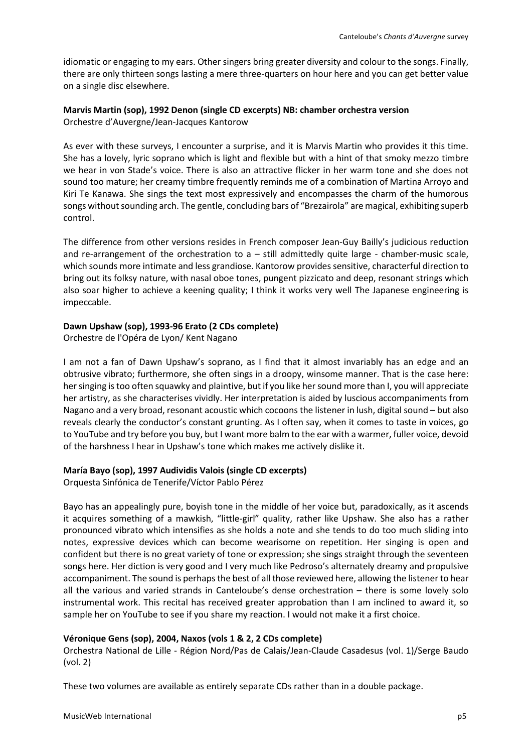idiomatic or engaging to my ears. Other singers bring greater diversity and colour to the songs. Finally, there are only thirteen songs lasting a mere three-quarters on hour here and you can get better value on a single disc elsewhere.

**Marvis Martin (sop), 1992 Denon (single CD excerpts) NB: chamber orchestra version**
Orchestre d'Auvergne/Jean-Jacques Kantorow

As ever with these surveys, I encounter a surprise, and it is Marvis Martin who provides it this time. She has a lovely, lyric soprano which is light and flexible but with a hint of that smoky mezzo timbre we hear in von Stade's voice. There is also an attractive flicker in her warm tone and she does not sound too mature; her creamy timbre frequently reminds me of a combination of Martina Arroyo and Kiri Te Kanawa. She sings the text most expressively and encompasses the charm of the humorous songs without sounding arch. The gentle, concluding bars of "Brezairola" are magical, exhibiting superb control.

The difference from other versions resides in French composer Jean-Guy Bailly's judicious reduction and re-arrangement of the orchestration to a – still admittedly quite large - chamber-music scale, which sounds more intimate and less grandiose. Kantorow provides sensitive, characterful direction to bring out its folksy nature, with nasal oboe tones, pungent pizzicato and deep, resonant strings which also soar higher to achieve a keening quality; I think it works very well The Japanese engineering is impeccable.

**Dawn Upshaw (sop), 1993-96 Erato (2 CDs complete)**
Orchestre de l'Opéra de Lyon/ Kent Nagano

I am not a fan of Dawn Upshaw's soprano, as I find that it almost invariably has an edge and an obtrusive vibrato; furthermore, she often sings in a droopy, winsome manner. That is the case here: her singing is too often squawky and plaintive, but if you like her sound more than I, you will appreciate her artistry, as she characterises vividly. Her interpretation is aided by luscious accompaniments from Nagano and a very broad, resonant acoustic which cocoons the listener in lush, digital sound – but also reveals clearly the conductor's constant grunting. As I often say, when it comes to taste in voices, go to YouTube and try before you buy, but I want more balm to the ear with a warmer, fuller voice, devoid of the harshness I hear in Upshaw's tone which makes me actively dislike it.

**María Bayo (sop), 1997 Audividis Valois (single CD excerpts)**
Orquesta Sinfónica de Tenerife/Víctor Pablo Pérez

Bayo has an appealingly pure, boyish tone in the middle of her voice but, paradoxically, as it ascends it acquires something of a mawkish, "little-girl" quality, rather like Upshaw. She also has a rather pronounced vibrato which intensifies as she holds a note and she tends to do too much sliding into notes, expressive devices which can become wearisome on repetition. Her singing is open and confident but there is no great variety of tone or expression; she sings straight through the seventeen songs here. Her diction is very good and I very much like Pedroso's alternately dreamy and propulsive accompaniment. The sound is perhaps the best of all those reviewed here, allowing the listener to hear all the various and varied strands in Canteloube's dense orchestration – there is some lovely solo instrumental work. This recital has received greater approbation than I am inclined to award it, so sample her on YouTube to see if you share my reaction. I would not make it a first choice.

**Véronique Gens (sop), 2004, Naxos (vols 1 & 2, 2 CDs complete)**
Orchestra National de Lille - Région Nord/Pas de Calais/Jean-Claude Casadesus (vol. 1)/Serge Baudo (vol. 2)

These two volumes are available as entirely separate CDs rather than in a double package.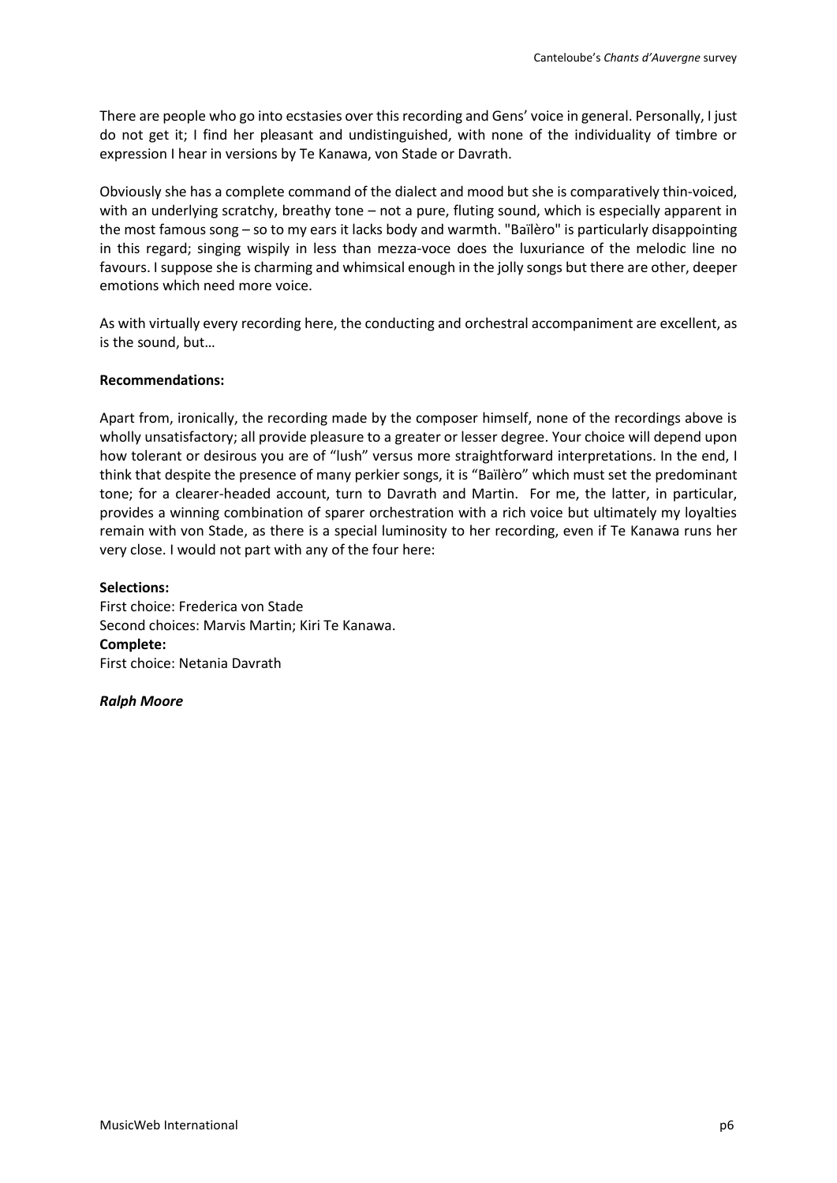There are people who go into ecstasies over this recording and Gens' voice in general. Personally, I just do not get it; I find her pleasant and undistinguished, with none of the individuality of timbre or expression I hear in versions by Te Kanawa, von Stade or Davrath.

Obviously she has a complete command of the dialect and mood but she is comparatively thin-voiced, with an underlying scratchy, breathy tone – not a pure, fluting sound, which is especially apparent in the most famous song – so to my ears it lacks body and warmth. "Baïlèro" is particularly disappointing in this regard; singing wispily in less than mezza-voce does the luxuriance of the melodic line no favours. I suppose she is charming and whimsical enough in the jolly songs but there are other, deeper emotions which need more voice.

As with virtually every recording here, the conducting and orchestral accompaniment are excellent, as is the sound, but…

**Recommendations:**

Apart from, ironically, the recording made by the composer himself, none of the recordings above is wholly unsatisfactory; all provide pleasure to a greater or lesser degree. Your choice will depend upon how tolerant or desirous you are of "lush" versus more straightforward interpretations. In the end, I think that despite the presence of many perkier songs, it is "Baïlèro" which must set the predominant tone; for a clearer-headed account, turn to Davrath and Martin. For me, the latter, in particular, provides a winning combination of sparer orchestration with a rich voice but ultimately my loyalties remain with von Stade, as there is a special luminosity to her recording, even if Te Kanawa runs her very close. I would not part with any of the four here:

**Selections:**
First choice: Frederica von Stade
Second choices: Marvis Martin; Kiri Te Kanawa.
**Complete:**
First choice: Netania Davrath

***Ralph Moore***